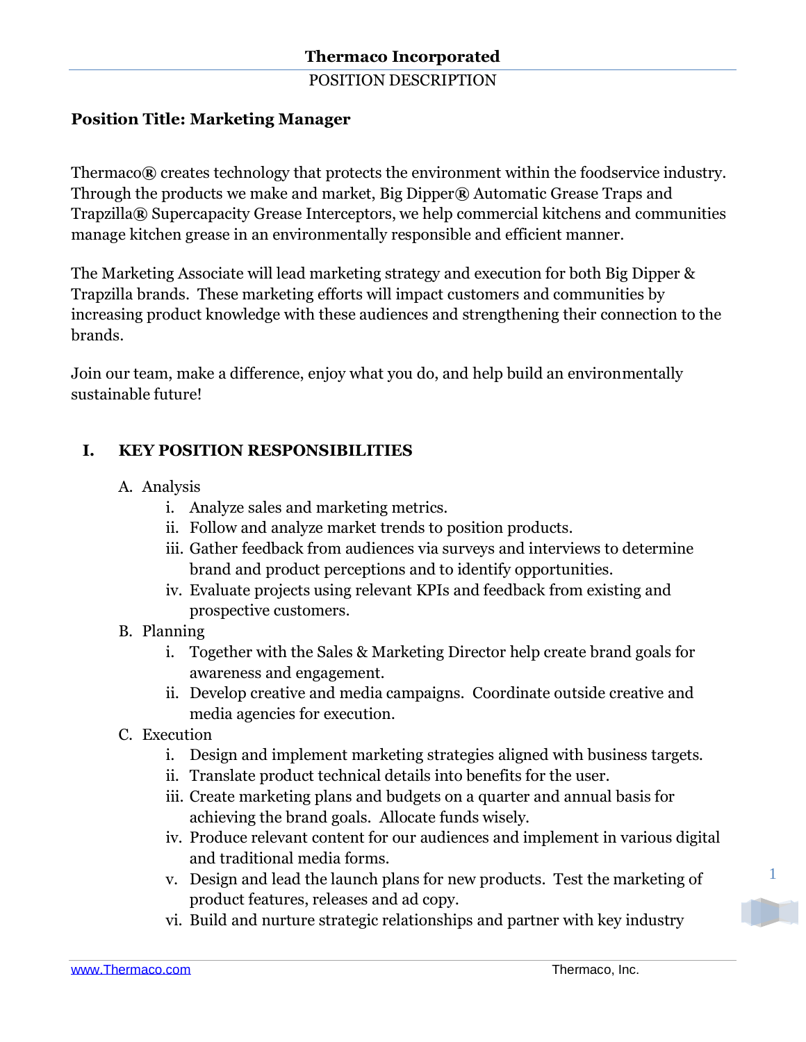**Thermaco Incorporated**

POSITION DESCRIPTION

**Position Title: Marketing Manager**

Thermaco® creates technology that protects the environment within the foodservice industry. Through the products we make and market, Big Dipper® Automatic Grease Traps and Trapzilla® Supercapacity Grease Interceptors, we help commercial kitchens and communities manage kitchen grease in an environmentally responsible and efficient manner.

The Marketing Associate will lead marketing strategy and execution for both Big Dipper & Trapzilla brands. These marketing efforts will impact customers and communities by increasing product knowledge with these audiences and strengthening their connection to the brands.

Join our team, make a difference, enjoy what you do, and help build an environmentally sustainable future!

## I. KEY POSITION RESPONSIBILITIES

A. Analysis
   i. Analyze sales and marketing metrics.
   ii. Follow and analyze market trends to position products.
   iii. Gather feedback from audiences via surveys and interviews to determine brand and product perceptions and to identify opportunities.
   iv. Evaluate projects using relevant KPIs and feedback from existing and prospective customers.

B. Planning
   i. Together with the Sales & Marketing Director help create brand goals for awareness and engagement.
   ii. Develop creative and media campaigns. Coordinate outside creative and media agencies for execution.

C. Execution
   i. Design and implement marketing strategies aligned with business targets.
   ii. Translate product technical details into benefits for the user.
   iii. Create marketing plans and budgets on a quarter and annual basis for achieving the brand goals. Allocate funds wisely.
   iv. Produce relevant content for our audiences and implement in various digital and traditional media forms.
   v. Design and lead the launch plans for new products. Test the marketing of product features, releases and ad copy.
   vi. Build and nurture strategic relationships and partner with key industry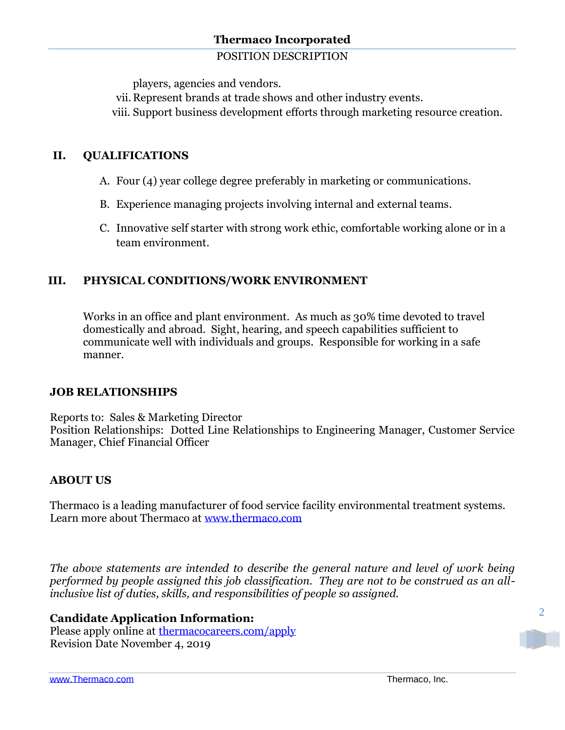players, agencies and vendors.

vii. Represent brands at trade shows and other industry events.

viii. Support business development efforts through marketing resource creation.

## II. QUALIFICATIONS

A. Four (4) year college degree preferably in marketing or communications.

B. Experience managing projects involving internal and external teams.

C. Innovative self starter with strong work ethic, comfortable working alone or in a team environment.

## III. PHYSICAL CONDITIONS/WORK ENVIRONMENT

Works in an office and plant environment. As much as 30% time devoted to travel domestically and abroad. Sight, hearing, and speech capabilities sufficient to communicate well with individuals and groups. Responsible for working in a safe manner.

## JOB RELATIONSHIPS

Reports to: Sales & Marketing Director
Position Relationships: Dotted Line Relationships to Engineering Manager, Customer Service Manager, Chief Financial Officer

## ABOUT US

Thermaco is a leading manufacturer of food service facility environmental treatment systems. Learn more about Thermaco at [www.thermaco.com](http://www.thermaco.com)

*The above statements are intended to describe the general nature and level of work being performed by people assigned this job classification. They are not to be construed as an all-inclusive list of duties, skills, and responsibilities of people so assigned.*

**Candidate Application Information:**
Please apply online at [thermacocareers.com/apply](http://thermacocareers.com/apply)
Revision Date November 4, 2019